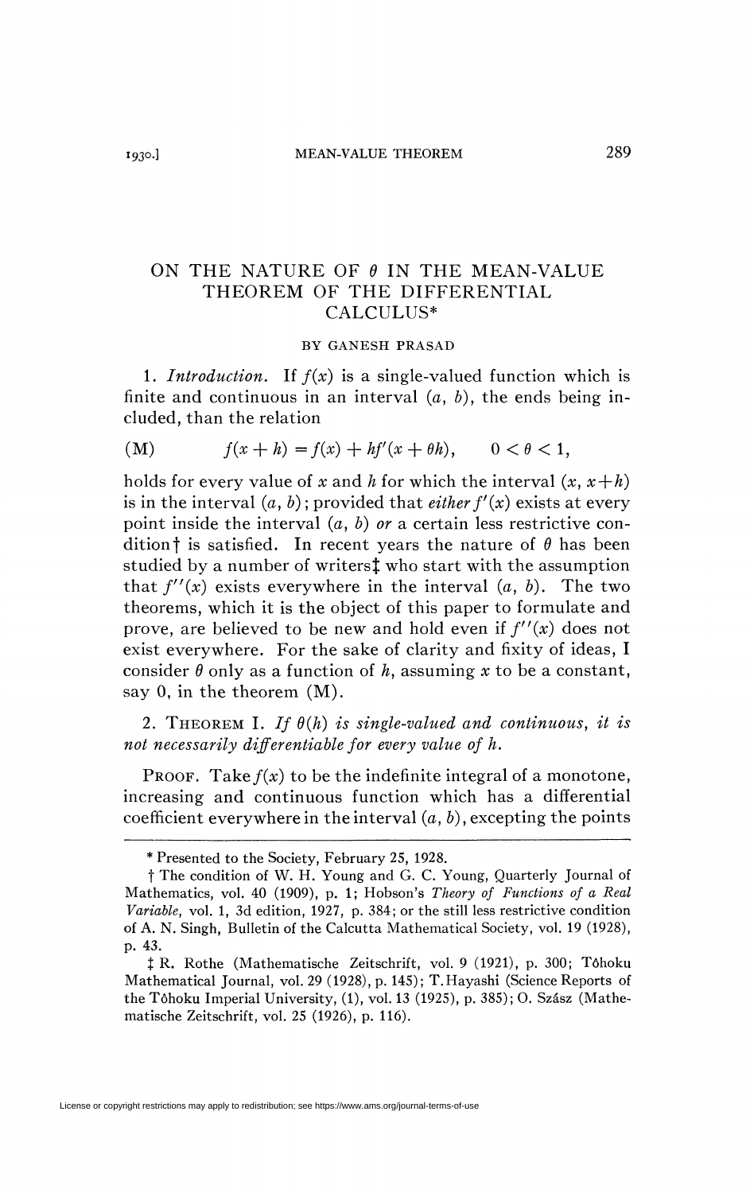# ON THE NATURE OF $\theta$ IN THE MEAN-VALUE THEOREM OF THE DIFFERENTIAL CALCULUS*

BY GANESH PRASAD

1. *Introduction.* If $f(x)$ is a single-valued function which is finite and continuous in an interval $(a, b)$, the ends being included, than the relation

$$\text{(M)} \qquad f(x+h) = f(x) + hf'(x+\theta h), \qquad 0 < \theta < 1,$$

holds for every value of $x$ and $h$ for which the interval $(x, x+h)$ is in the interval $(a, b)$; provided that *either* $f'(x)$ exists at every point inside the interval $(a, b)$ *or* a certain less restrictive condition† is satisfied. In recent years the nature of $\theta$ has been studied by a number of writers‡ who start with the assumption that $f''(x)$ exists everywhere in the interval $(a, b)$. The two theorems, which it is the object of this paper to formulate and prove, are believed to be new and hold even if $f''(x)$ does not exist everywhere. For the sake of clarity and fixity of ideas, I consider $\theta$ only as a function of $h$, assuming $x$ to be a constant, say 0, in the theorem (M).

2. THEOREM I. *If $\theta(h)$ is single-valued and continuous, it is not necessarily differentiable for every value of $h$.*

PROOF. Take $f(x)$ to be the indefinite integral of a monotone, increasing and continuous function which has a differential coefficient everywhere in the interval $(a, b)$, excepting the points

---

\* Presented to the Society, February 25, 1928.

† The condition of W. H. Young and G. C. Young, Quarterly Journal of Mathematics, vol. 40 (1909), p. 1; Hobson's *Theory of Functions of a Real Variable*, vol. 1, 3d edition, 1927, p. 384; or the still less restrictive condition of A. N. Singh, Bulletin of the Calcutta Mathematical Society, vol. 19 (1928), p. 43.

‡ R. Rothe (Mathematische Zeitschrift, vol. 9 (1921), p. 300; Tôhoku Mathematical Journal, vol. 29 (1928), p. 145); T. Hayashi (Science Reports of the Tôhoku Imperial University, (1), vol. 13 (1925), p. 385); O. Szász (Mathematische Zeitschrift, vol. 25 (1926), p. 116).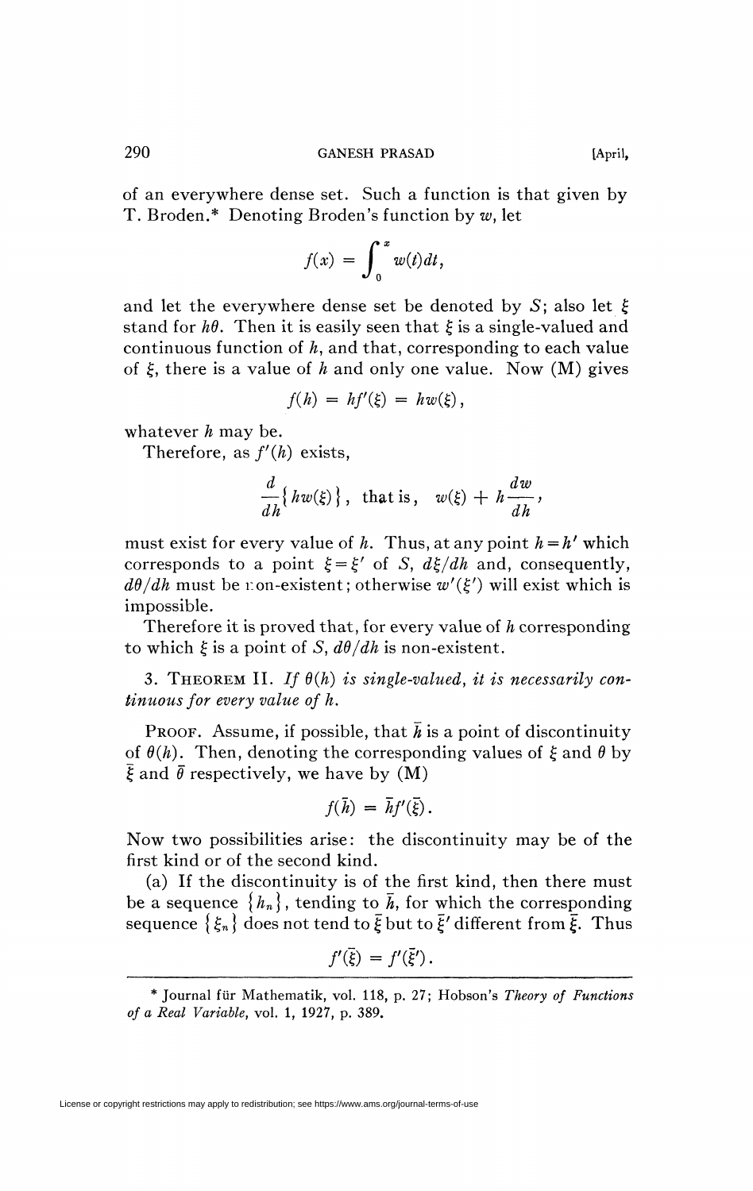of an everywhere dense set. Such a function is that given by T. Broden.* Denoting Broden's function by $w$, let

$$f(x) = \int_0^x w(t)dt,$$

and let the everywhere dense set be denoted by $S$; also let $\xi$ stand for $h\theta$. Then it is easily seen that $\xi$ is a single-valued and continuous function of $h$, and that, corresponding to each value of $\xi$, there is a value of $h$ and only one value. Now (M) gives

$$f(h) = hf'(\xi) = hw(\xi),$$

whatever $h$ may be.

Therefore, as $f'(h)$ exists,

$$\frac{d}{dh}\{hw(\xi)\}, \quad \text{that is,} \quad w(\xi) + h\frac{dw}{dh},$$

must exist for every value of $h$. Thus, at any point $h = h'$ which corresponds to a point $\xi = \xi'$ of $S$, $d\xi/dh$ and, consequently, $d\theta/dh$ must be non-existent; otherwise $w'(\xi')$ will exist which is impossible.

Therefore it is proved that, for every value of $h$ corresponding to which $\xi$ is a point of $S$, $d\theta/dh$ is non-existent.

3. THEOREM II. *If $\theta(h)$ is single-valued, it is necessarily continuous for every value of $h$.*

PROOF. Assume, if possible, that $\bar{h}$ is a point of discontinuity of $\theta(h)$. Then, denoting the corresponding values of $\xi$ and $\theta$ by $\bar{\xi}$ and $\bar{\theta}$ respectively, we have by (M)

$$f(\bar{h}) = \bar{h}f'(\bar{\xi}).$$

Now two possibilities arise: the discontinuity may be of the first kind or of the second kind.

(a) If the discontinuity is of the first kind, then there must be a sequence $\{h_n\}$, tending to $\bar{h}$, for which the corresponding sequence $\{\xi_n\}$ does not tend to $\bar{\xi}$ but to $\bar{\xi}'$ different from $\bar{\xi}$. Thus

$$f'(\bar{\xi}) = f'(\bar{\xi}').$$

---

\* Journal für Mathematik, vol. 118, p. 27; Hobson's *Theory of Functions of a Real Variable*, vol. 1, 1927, p. 389.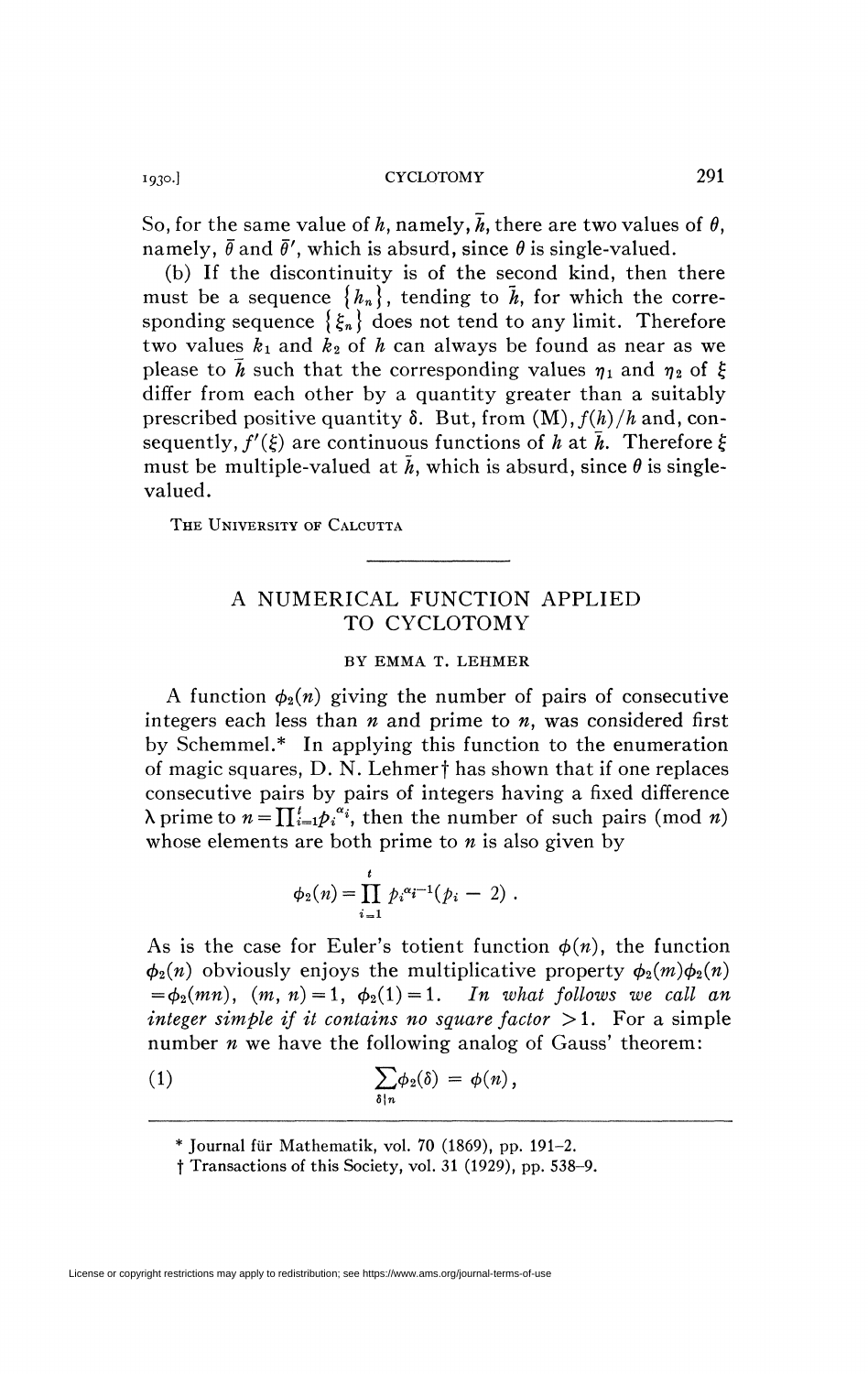So, for the same value of $h$, namely, $\bar{h}$, there are two values of $\theta$, namely, $\bar{\theta}$ and $\bar{\theta}'$, which is absurd, since $\theta$ is single-valued.

(b) If the discontinuity is of the second kind, then there must be a sequence $\{h_n\}$, tending to $\bar{h}$, for which the corresponding sequence $\{\xi_n\}$ does not tend to any limit. Therefore two values $k_1$ and $k_2$ of $h$ can always be found as near as we please to $\bar{h}$ such that the corresponding values $\eta_1$ and $\eta_2$ of $\xi$ differ from each other by a quantity greater than a suitably prescribed positive quantity $\delta$. But, from (M), $f(h)/h$ and, consequently, $f'(\xi)$ are continuous functions of $h$ at $\bar{h}$. Therefore $\xi$ must be multiple-valued at $\bar{h}$, which is absurd, since $\theta$ is single-valued.

THE UNIVERSITY OF CALCUTTA

---

# A NUMERICAL FUNCTION APPLIED TO CYCLOTOMY

BY EMMA T. LEHMER

A function $\phi_2(n)$ giving the number of pairs of consecutive integers each less than $n$ and prime to $n$, was considered first by Schemmel.* In applying this function to the enumeration of magic squares, D. N. Lehmer† has shown that if one replaces consecutive pairs by pairs of integers having a fixed difference $\lambda$ prime to $n = \prod_{i=1}^{t} p_i^{\alpha_i}$, then the number of such pairs (mod $n$) whose elements are both prime to $n$ is also given by

$$\phi_2(n) = \prod_{i=1}^{t} p_i^{\alpha_i - 1}(p_i - 2) .$$

As is the case for Euler's totient function $\phi(n)$, the function $\phi_2(n)$ obviously enjoys the multiplicative property $\phi_2(m)\phi_2(n) = \phi_2(mn)$, $(m, n) = 1$, $\phi_2(1) = 1$. *In what follows we call an integer simple if it contains no square factor* $> 1$. For a simple number $n$ we have the following analog of Gauss' theorem:

$$\sum_{\delta | n} \phi_2(\delta) = \phi(n), \tag{1}$$

---

\* Journal für Mathematik, vol. 70 (1869), pp. 191–2.

† Transactions of this Society, vol. 31 (1929), pp. 538–9.